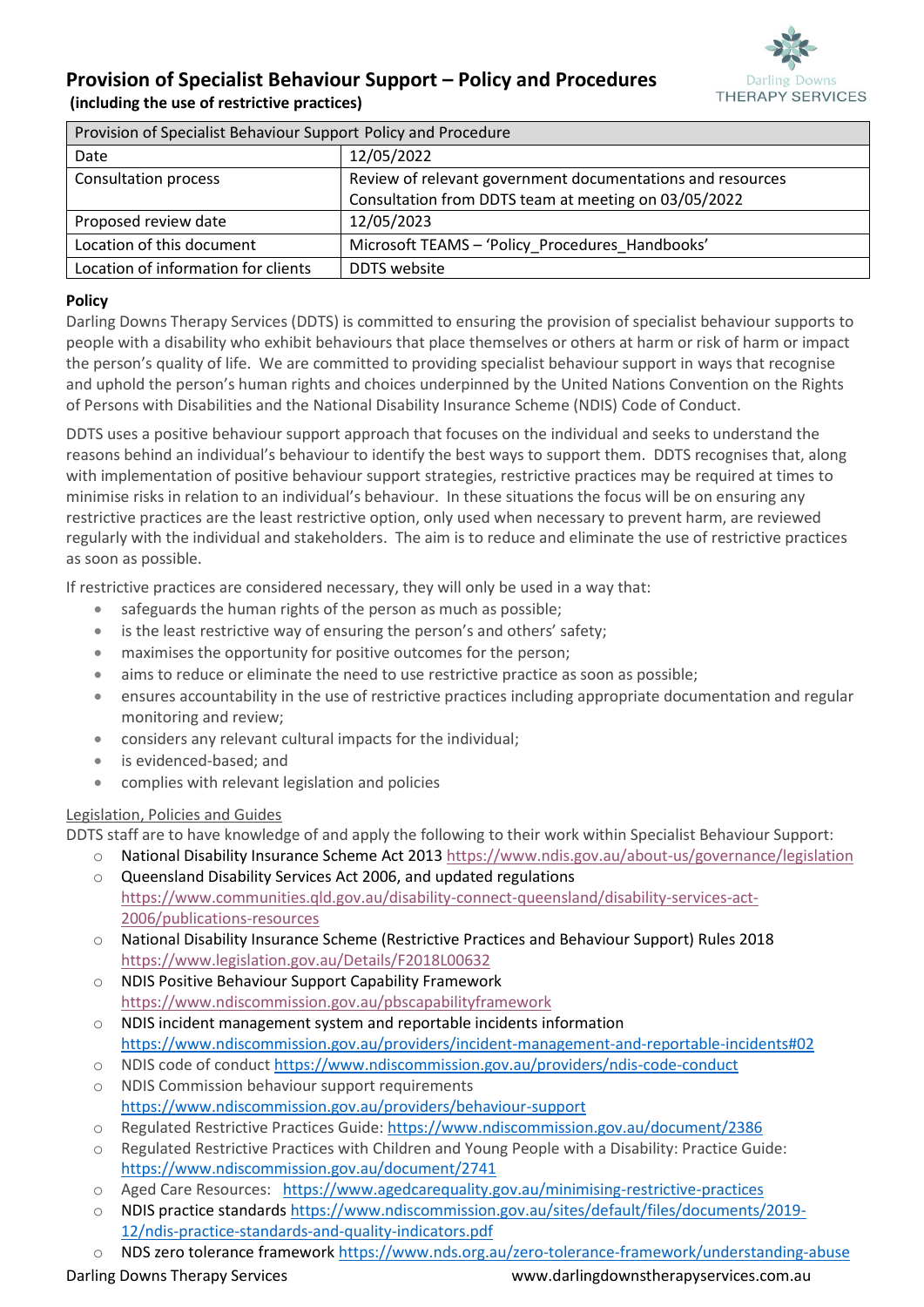# Provision of Specialist Behaviour Support – Policy and Procedures

**(including the use of restrictive practices)**

| Provision of Specialist Behaviour Support Policy and Procedure | |
|---|---|
| Date | 12/05/2022 |
| Consultation process | Review of relevant government documentations and resources<br>Consultation from DDTS team at meeting on 03/05/2022 |
| Proposed review date | 12/05/2023 |
| Location of this document | Microsoft TEAMS – 'Policy_Procedures_Handbooks' |
| Location of information for clients | DDTS website |

**Policy**

Darling Downs Therapy Services (DDTS) is committed to ensuring the provision of specialist behaviour supports to people with a disability who exhibit behaviours that place themselves or others at harm or risk of harm or impact the person's quality of life. We are committed to providing specialist behaviour support in ways that recognise and uphold the person's human rights and choices underpinned by the United Nations Convention on the Rights of Persons with Disabilities and the National Disability Insurance Scheme (NDIS) Code of Conduct.

DDTS uses a positive behaviour support approach that focuses on the individual and seeks to understand the reasons behind an individual's behaviour to identify the best ways to support them. DDTS recognises that, along with implementation of positive behaviour support strategies, restrictive practices may be required at times to minimise risks in relation to an individual's behaviour. In these situations the focus will be on ensuring any restrictive practices are the least restrictive option, only used when necessary to prevent harm, are reviewed regularly with the individual and stakeholders. The aim is to reduce and eliminate the use of restrictive practices as soon as possible.

If restrictive practices are considered necessary, they will only be used in a way that:

- safeguards the human rights of the person as much as possible;
- is the least restrictive way of ensuring the person's and others' safety;
- maximises the opportunity for positive outcomes for the person;
- aims to reduce or eliminate the need to use restrictive practice as soon as possible;
- ensures accountability in the use of restrictive practices including appropriate documentation and regular monitoring and review;
- considers any relevant cultural impacts for the individual;
- is evidenced-based; and
- complies with relevant legislation and policies

Legislation, Policies and Guides

DDTS staff are to have knowledge of and apply the following to their work within Specialist Behaviour Support:

- National Disability Insurance Scheme Act 2013 https://www.ndis.gov.au/about-us/governance/legislation
- Queensland Disability Services Act 2006, and updated regulations https://www.communities.qld.gov.au/disability-connect-queensland/disability-services-act-2006/publications-resources
- National Disability Insurance Scheme (Restrictive Practices and Behaviour Support) Rules 2018 https://www.legislation.gov.au/Details/F2018L00632
- NDIS Positive Behaviour Support Capability Framework https://www.ndiscommission.gov.au/pbscapabilityframework
- NDIS incident management system and reportable incidents information https://www.ndiscommission.gov.au/providers/incident-management-and-reportable-incidents#02
- NDIS code of conduct https://www.ndiscommission.gov.au/providers/ndis-code-conduct
- NDIS Commission behaviour support requirements https://www.ndiscommission.gov.au/providers/behaviour-support
- Regulated Restrictive Practices Guide: https://www.ndiscommission.gov.au/document/2386
- Regulated Restrictive Practices with Children and Young People with a Disability: Practice Guide: https://www.ndiscommission.gov.au/document/2741
- Aged Care Resources: https://www.agedcarequality.gov.au/minimising-restrictive-practices
- NDIS practice standards https://www.ndiscommission.gov.au/sites/default/files/documents/2019-12/ndis-practice-standards-and-quality-indicators.pdf
- NDS zero tolerance framework https://www.nds.org.au/zero-tolerance-framework/understanding-abuse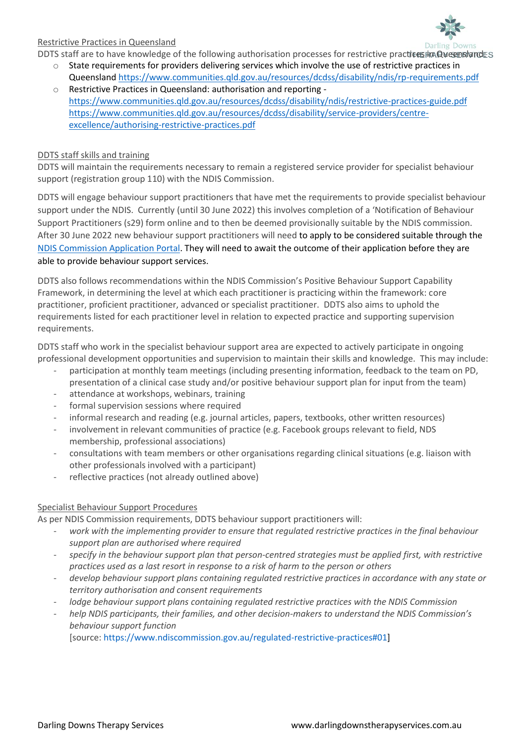Restrictive Practices in Queensland

DDTS staff are to have knowledge of the following authorisation processes for restrictive practices in Queensland:

- State requirements for providers delivering services which involve the use of restrictive practices in Queensland https://www.communities.qld.gov.au/resources/dcdss/disability/ndis/rp-requirements.pdf
- Restrictive Practices in Queensland: authorisation and reporting - https://www.communities.qld.gov.au/resources/dcdss/disability/ndis/restrictive-practices-guide.pdf https://www.communities.qld.gov.au/resources/dcdss/disability/service-providers/centre-excellence/authorising-restrictive-practices.pdf

DDTS staff skills and training

DDTS will maintain the requirements necessary to remain a registered service provider for specialist behaviour support (registration group 110) with the NDIS Commission.

DDTS will engage behaviour support practitioners that have met the requirements to provide specialist behaviour support under the NDIS. Currently (until 30 June 2022) this involves completion of a 'Notification of Behaviour Support Practitioners (s29) form online and to then be deemed provisionally suitable by the NDIS commission. After 30 June 2022 new behaviour support practitioners will need to apply to be considered suitable through the NDIS Commission Application Portal. They will need to await the outcome of their application before they are able to provide behaviour support services.

DDTS also follows recommendations within the NDIS Commission's Positive Behaviour Support Capability Framework, in determining the level at which each practitioner is practicing within the framework: core practitioner, proficient practitioner, advanced or specialist practitioner. DDTS also aims to uphold the requirements listed for each practitioner level in relation to expected practice and supporting supervision requirements.

DDTS staff who work in the specialist behaviour support area are expected to actively participate in ongoing professional development opportunities and supervision to maintain their skills and knowledge. This may include:

- participation at monthly team meetings (including presenting information, feedback to the team on PD, presentation of a clinical case study and/or positive behaviour support plan for input from the team)
- attendance at workshops, webinars, training
- formal supervision sessions where required
- informal research and reading (e.g. journal articles, papers, textbooks, other written resources)
- involvement in relevant communities of practice (e.g. Facebook groups relevant to field, NDS membership, professional associations)
- consultations with team members or other organisations regarding clinical situations (e.g. liaison with other professionals involved with a participant)
- reflective practices (not already outlined above)

Specialist Behaviour Support Procedures

As per NDIS Commission requirements, DDTS behaviour support practitioners will:

- *work with the implementing provider to ensure that regulated restrictive practices in the final behaviour support plan are authorised where required*
- *specify in the behaviour support plan that person-centred strategies must be applied first, with restrictive practices used as a last resort in response to a risk of harm to the person or others*
- *develop behaviour support plans containing regulated restrictive practices in accordance with any state or territory authorisation and consent requirements*
- *lodge behaviour support plans containing regulated restrictive practices with the NDIS Commission*
- *help NDIS participants, their families, and other decision-makers to understand the NDIS Commission's behaviour support function*

  [source: https://www.ndiscommission.gov.au/regulated-restrictive-practices#01]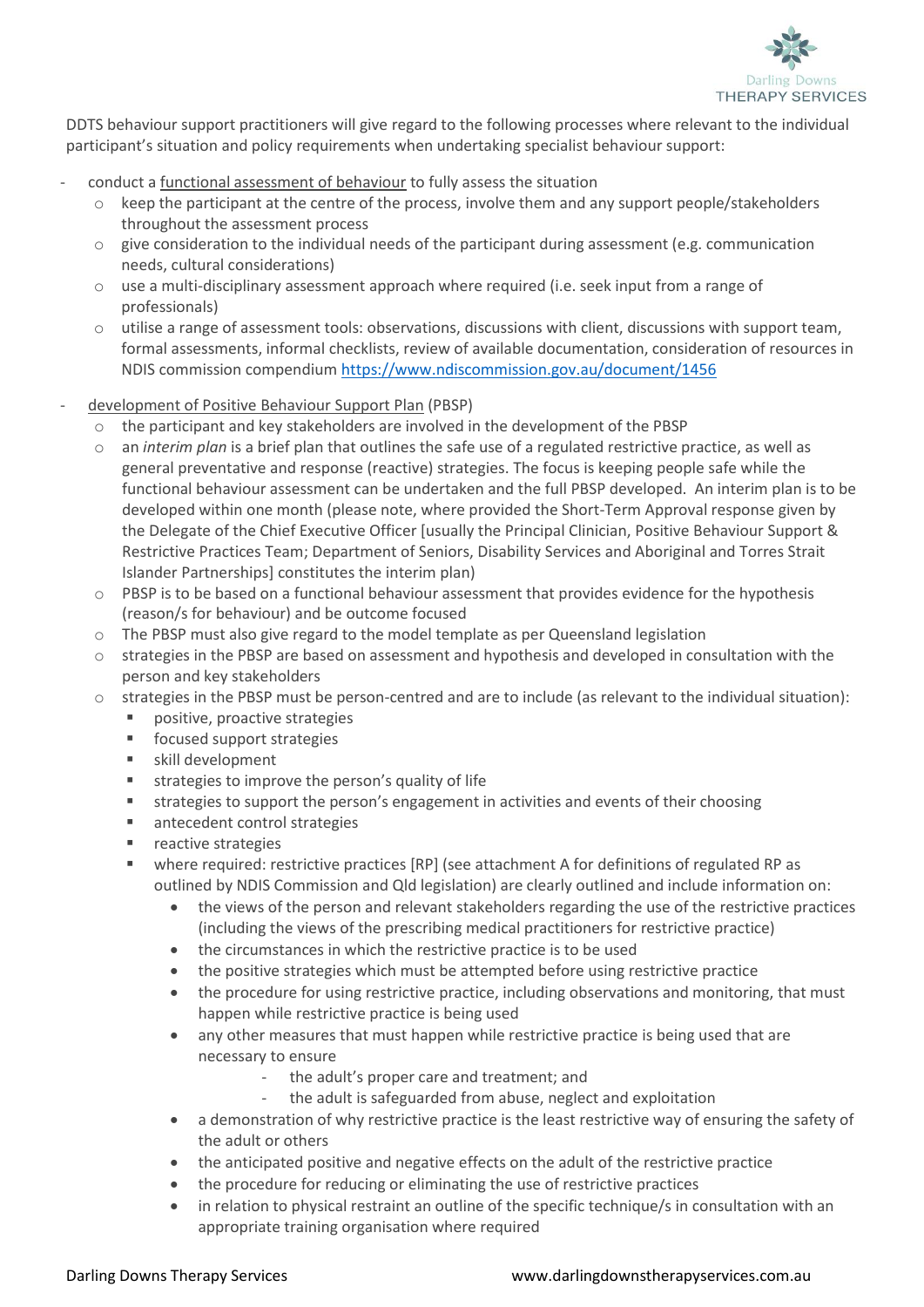DDTS behaviour support practitioners will give regard to the following processes where relevant to the individual participant's situation and policy requirements when undertaking specialist behaviour support:

- conduct a functional assessment of behaviour to fully assess the situation
  - keep the participant at the centre of the process, involve them and any support people/stakeholders throughout the assessment process
  - give consideration to the individual needs of the participant during assessment (e.g. communication needs, cultural considerations)
  - use a multi-disciplinary assessment approach where required (i.e. seek input from a range of professionals)
  - utilise a range of assessment tools: observations, discussions with client, discussions with support team, formal assessments, informal checklists, review of available documentation, consideration of resources in NDIS commission compendium https://www.ndiscommission.gov.au/document/1456
- development of Positive Behaviour Support Plan (PBSP)
  - the participant and key stakeholders are involved in the development of the PBSP
  - an *interim plan* is a brief plan that outlines the safe use of a regulated restrictive practice, as well as general preventative and response (reactive) strategies. The focus is keeping people safe while the functional behaviour assessment can be undertaken and the full PBSP developed. An interim plan is to be developed within one month (please note, where provided the Short-Term Approval response given by the Delegate of the Chief Executive Officer [usually the Principal Clinician, Positive Behaviour Support & Restrictive Practices Team; Department of Seniors, Disability Services and Aboriginal and Torres Strait Islander Partnerships] constitutes the interim plan)
  - PBSP is to be based on a functional behaviour assessment that provides evidence for the hypothesis (reason/s for behaviour) and be outcome focused
  - The PBSP must also give regard to the model template as per Queensland legislation
  - strategies in the PBSP are based on assessment and hypothesis and developed in consultation with the person and key stakeholders
  - strategies in the PBSP must be person-centred and are to include (as relevant to the individual situation):
    - positive, proactive strategies
    - focused support strategies
    - skill development
    - strategies to improve the person's quality of life
    - strategies to support the person's engagement in activities and events of their choosing
    - antecedent control strategies
    - reactive strategies
    - where required: restrictive practices [RP] (see attachment A for definitions of regulated RP as outlined by NDIS Commission and Qld legislation) are clearly outlined and include information on:
      - the views of the person and relevant stakeholders regarding the use of the restrictive practices (including the views of the prescribing medical practitioners for restrictive practice)
      - the circumstances in which the restrictive practice is to be used
      - the positive strategies which must be attempted before using restrictive practice
      - the procedure for using restrictive practice, including observations and monitoring, that must happen while restrictive practice is being used
      - any other measures that must happen while restrictive practice is being used that are necessary to ensure
        - the adult's proper care and treatment; and
        - the adult is safeguarded from abuse, neglect and exploitation
      - a demonstration of why restrictive practice is the least restrictive way of ensuring the safety of the adult or others
      - the anticipated positive and negative effects on the adult of the restrictive practice
      - the procedure for reducing or eliminating the use of restrictive practices
      - in relation to physical restraint an outline of the specific technique/s in consultation with an appropriate training organisation where required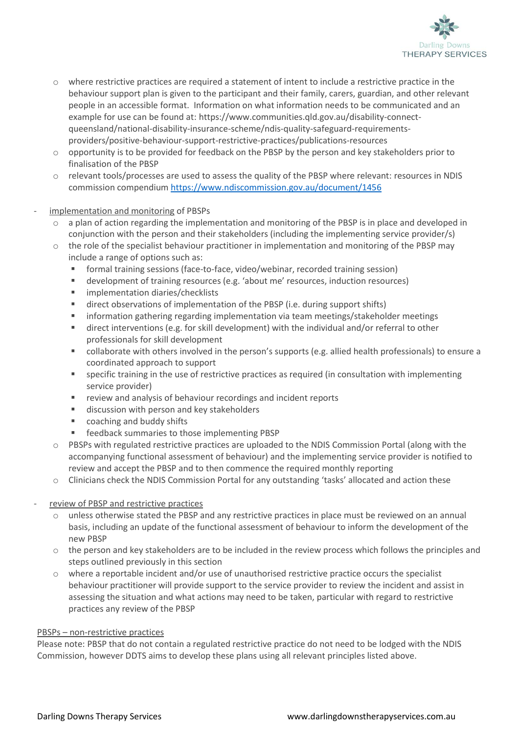- where restrictive practices are required a statement of intent to include a restrictive practice in the behaviour support plan is given to the participant and their family, carers, guardian, and other relevant people in an accessible format. Information on what information needs to be communicated and an example for use can be found at: https://www.communities.qld.gov.au/disability-connect-queensland/national-disability-insurance-scheme/ndis-quality-safeguard-requirements-providers/positive-behaviour-support-restrictive-practices/publications-resources
  - opportunity is to be provided for feedback on the PBSP by the person and key stakeholders prior to finalisation of the PBSP
  - relevant tools/processes are used to assess the quality of the PBSP where relevant: resources in NDIS commission compendium https://www.ndiscommission.gov.au/document/1456

- implementation and monitoring of PBSPs
  - a plan of action regarding the implementation and monitoring of the PBSP is in place and developed in conjunction with the person and their stakeholders (including the implementing service provider/s)
  - the role of the specialist behaviour practitioner in implementation and monitoring of the PBSP may include a range of options such as:
    - formal training sessions (face-to-face, video/webinar, recorded training session)
    - development of training resources (e.g. 'about me' resources, induction resources)
    - implementation diaries/checklists
    - direct observations of implementation of the PBSP (i.e. during support shifts)
    - information gathering regarding implementation via team meetings/stakeholder meetings
    - direct interventions (e.g. for skill development) with the individual and/or referral to other professionals for skill development
    - collaborate with others involved in the person's supports (e.g. allied health professionals) to ensure a coordinated approach to support
    - specific training in the use of restrictive practices as required (in consultation with implementing service provider)
    - review and analysis of behaviour recordings and incident reports
    - discussion with person and key stakeholders
    - coaching and buddy shifts
    - feedback summaries to those implementing PBSP
  - PBSPs with regulated restrictive practices are uploaded to the NDIS Commission Portal (along with the accompanying functional assessment of behaviour) and the implementing service provider is notified to review and accept the PBSP and to then commence the required monthly reporting
  - Clinicians check the NDIS Commission Portal for any outstanding 'tasks' allocated and action these

- review of PBSP and restrictive practices
  - unless otherwise stated the PBSP and any restrictive practices in place must be reviewed on an annual basis, including an update of the functional assessment of behaviour to inform the development of the new PBSP
  - the person and key stakeholders are to be included in the review process which follows the principles and steps outlined previously in this section
  - where a reportable incident and/or use of unauthorised restrictive practice occurs the specialist behaviour practitioner will provide support to the service provider to review the incident and assist in assessing the situation and what actions may need to be taken, particular with regard to restrictive practices any review of the PBSP

PBSPs – non-restrictive practices

Please note: PBSP that do not contain a regulated restrictive practice do not need to be lodged with the NDIS Commission, however DDTS aims to develop these plans using all relevant principles listed above.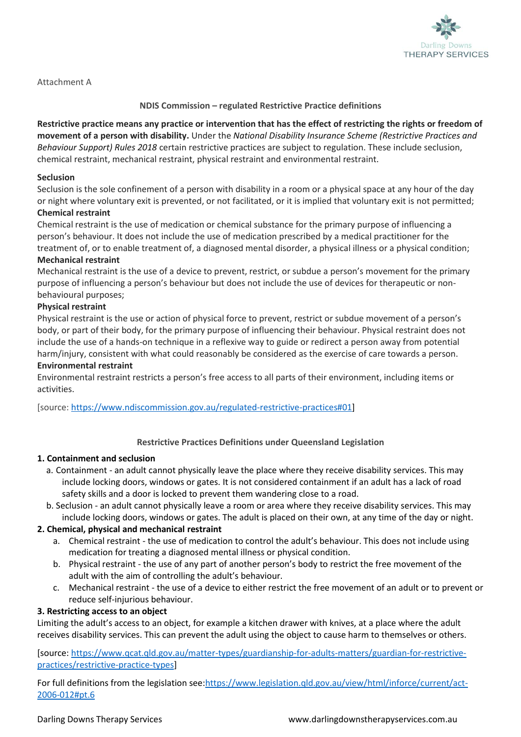Attachment A

## NDIS Commission – regulated Restrictive Practice definitions

**Restrictive practice means any practice or intervention that has the effect of restricting the rights or freedom of movement of a person with disability.** Under the *National Disability Insurance Scheme (Restrictive Practices and Behaviour Support) Rules 2018* certain restrictive practices are subject to regulation. These include seclusion, chemical restraint, mechanical restraint, physical restraint and environmental restraint.

**Seclusion**
Seclusion is the sole confinement of a person with disability in a room or a physical space at any hour of the day or night where voluntary exit is prevented, or not facilitated, or it is implied that voluntary exit is not permitted;

**Chemical restraint**
Chemical restraint is the use of medication or chemical substance for the primary purpose of influencing a person's behaviour. It does not include the use of medication prescribed by a medical practitioner for the treatment of, or to enable treatment of, a diagnosed mental disorder, a physical illness or a physical condition;

**Mechanical restraint**
Mechanical restraint is the use of a device to prevent, restrict, or subdue a person's movement for the primary purpose of influencing a person's behaviour but does not include the use of devices for therapeutic or non-behavioural purposes;

**Physical restraint**
Physical restraint is the use or action of physical force to prevent, restrict or subdue movement of a person's body, or part of their body, for the primary purpose of influencing their behaviour. Physical restraint does not include the use of a hands-on technique in a reflexive way to guide or redirect a person away from potential harm/injury, consistent with what could reasonably be considered as the exercise of care towards a person.

**Environmental restraint**
Environmental restraint restricts a person's free access to all parts of their environment, including items or activities.

[source: https://www.ndiscommission.gov.au/regulated-restrictive-practices#01]

## Restrictive Practices Definitions under Queensland Legislation

**1. Containment and seclusion**

a. Containment - an adult cannot physically leave the place where they receive disability services. This may include locking doors, windows or gates. It is not considered containment if an adult has a lack of road safety skills and a door is locked to prevent them wandering close to a road.

b. Seclusion - an adult cannot physically leave a room or area where they receive disability services. This may include locking doors, windows or gates. The adult is placed on their own, at any time of the day or night.

**2. Chemical, physical and mechanical restraint**

a. Chemical restraint - the use of medication to control the adult's behaviour. This does not include using medication for treating a diagnosed mental illness or physical condition.

b. Physical restraint - the use of any part of another person's body to restrict the free movement of the adult with the aim of controlling the adult's behaviour.

c. Mechanical restraint - the use of a device to either restrict the free movement of an adult or to prevent or reduce self-injurious behaviour.

**3. Restricting access to an object**

Limiting the adult's access to an object, for example a kitchen drawer with knives, at a place where the adult receives disability services. This can prevent the adult using the object to cause harm to themselves or others.

[source: https://www.qcat.qld.gov.au/matter-types/guardianship-for-adults-matters/guardian-for-restrictive-practices/restrictive-practice-types]

For full definitions from the legislation see:https://www.legislation.qld.gov.au/view/html/inforce/current/act-2006-012#pt.6